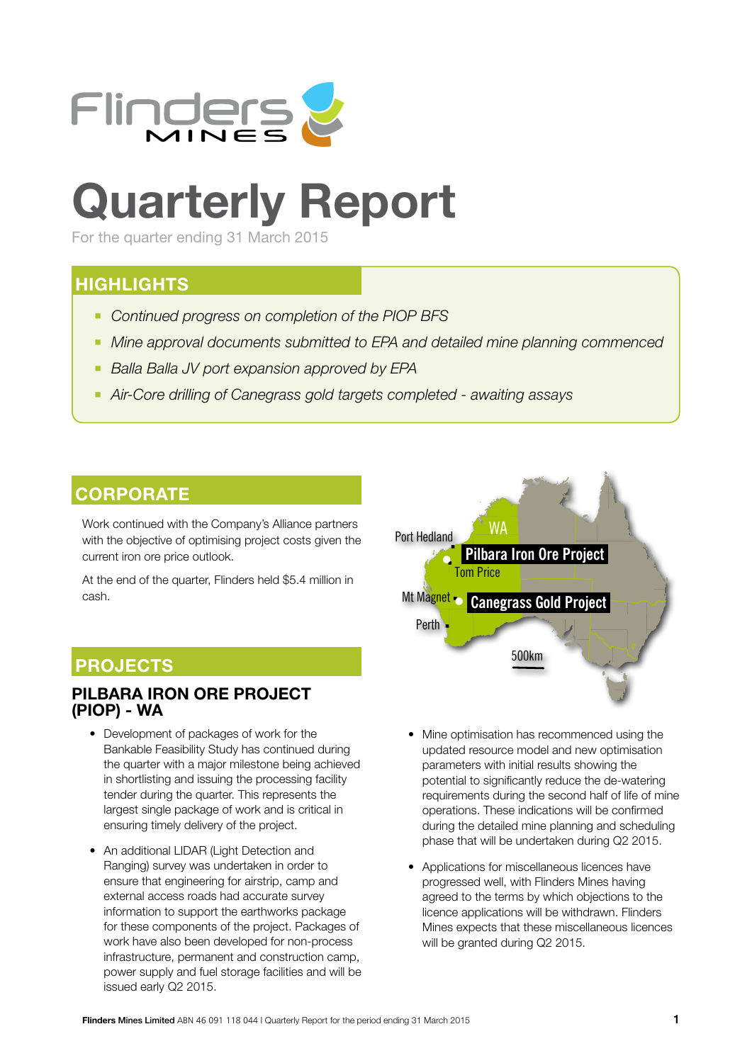# Quarterly Report

For the quarter ending 31 March 2015

## HIGHLIGHTS

- *Continued progress on completion of the PIOP BFS*
- *Mine approval documents submitted to EPA and detailed mine planning commenced*
- *Balla Balla JV port expansion approved by EPA*
- *Air-Core drilling of Canegrass gold targets completed - awaiting assays*

## CORPORATE

Work continued with the Company's Alliance partners with the objective of optimising project costs given the current iron ore price outlook.

At the end of the quarter, Flinders held $5.4 million in cash.

## PROJECTS

### PILBARA IRON ORE PROJECT (PIOP) - WA

- Development of packages of work for the Bankable Feasibility Study has continued during the quarter with a major milestone being achieved in shortlisting and issuing the processing facility tender during the quarter. This represents the largest single package of work and is critical in ensuring timely delivery of the project.
- An additional LIDAR (Light Detection and Ranging) survey was undertaken in order to ensure that engineering for airstrip, camp and external access roads had accurate survey information to support the earthworks package for these components of the project. Packages of work have also been developed for non-process infrastructure, permanent and construction camp, power supply and fuel storage facilities and will be issued early Q2 2015.
- Mine optimisation has recommenced using the updated resource model and new optimisation parameters with initial results showing the potential to significantly reduce the de-watering requirements during the second half of life of mine operations. These indications will be confirmed during the detailed mine planning and scheduling phase that will be undertaken during Q2 2015.
- Applications for miscellaneous licences have progressed well, with Flinders Mines having agreed to the terms by which objections to the licence applications will be withdrawn. Flinders Mines expects that these miscellaneous licences will be granted during Q2 2015.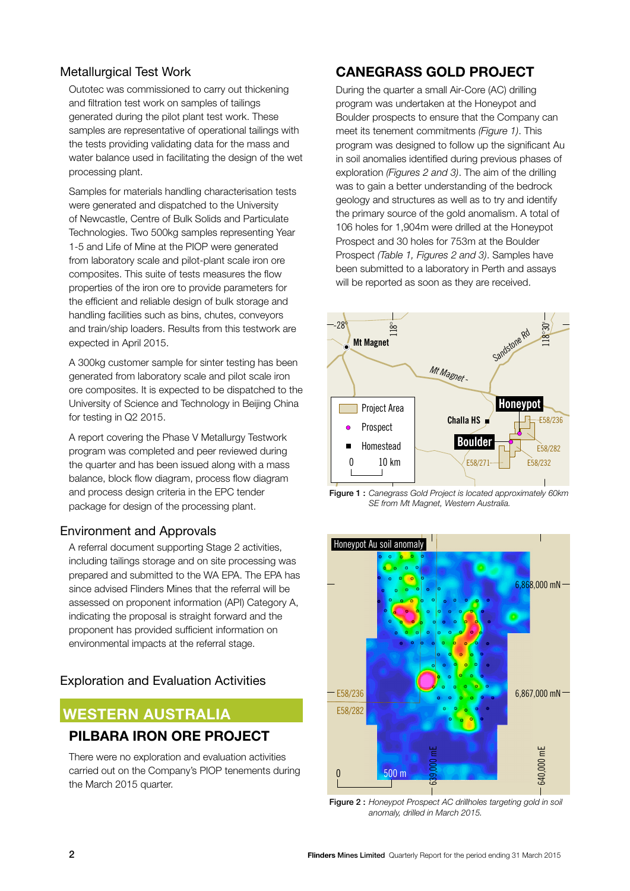### Metallurgical Test Work

Outotec was commissioned to carry out thickening and filtration test work on samples of tailings generated during the pilot plant test work. These samples are representative of operational tailings with the tests providing validating data for the mass and water balance used in facilitating the design of the wet processing plant.

Samples for materials handling characterisation tests were generated and dispatched to the University of Newcastle, Centre of Bulk Solids and Particulate Technologies. Two 500kg samples representing Year 1-5 and Life of Mine at the PIOP were generated from laboratory scale and pilot-plant scale iron ore composites. This suite of tests measures the flow properties of the iron ore to provide parameters for the efficient and reliable design of bulk storage and handling facilities such as bins, chutes, conveyors and train/ship loaders. Results from this testwork are expected in April 2015.

A 300kg customer sample for sinter testing has been generated from laboratory scale and pilot scale iron ore composites. It is expected to be dispatched to the University of Science and Technology in Beijing China for testing in Q2 2015.

A report covering the Phase V Metallurgy Testwork program was completed and peer reviewed during the quarter and has been issued along with a mass balance, block flow diagram, process flow diagram and process design criteria in the EPC tender package for design of the processing plant.

### Environment and Approvals

A referral document supporting Stage 2 activities, including tailings storage and on site processing was prepared and submitted to the WA EPA. The EPA has since advised Flinders Mines that the referral will be assessed on proponent information (API) Category A, indicating the proposal is straight forward and the proponent has provided sufficient information on environmental impacts at the referral stage.

### Exploration and Evaluation Activities

## WESTERN AUSTRALIA

## PILBARA IRON ORE PROJECT

There were no exploration and evaluation activities carried out on the Company's PIOP tenements during the March 2015 quarter.

## CANEGRASS GOLD PROJECT

During the quarter a small Air-Core (AC) drilling program was undertaken at the Honeypot and Boulder prospects to ensure that the Company can meet its tenement commitments *(Figure 1)*. This program was designed to follow up the significant Au in soil anomalies identified during previous phases of exploration *(Figures 2 and 3)*. The aim of the drilling was to gain a better understanding of the bedrock geology and structures as well as to try and identify the primary source of the gold anomalism. A total of 106 holes for 1,904m were drilled at the Honeypot Prospect and 30 holes for 753m at the Boulder Prospect *(Table 1, Figures 2 and 3)*. Samples have been submitted to a laboratory in Perth and assays will be reported as soon as they are received.

**Figure 1 :** *Canegrass Gold Project is located approximately 60km SE from Mt Magnet, Western Australia.*

**Figure 2 :** *Honeypot Prospect AC drillholes targeting gold in soil anomaly, drilled in March 2015.*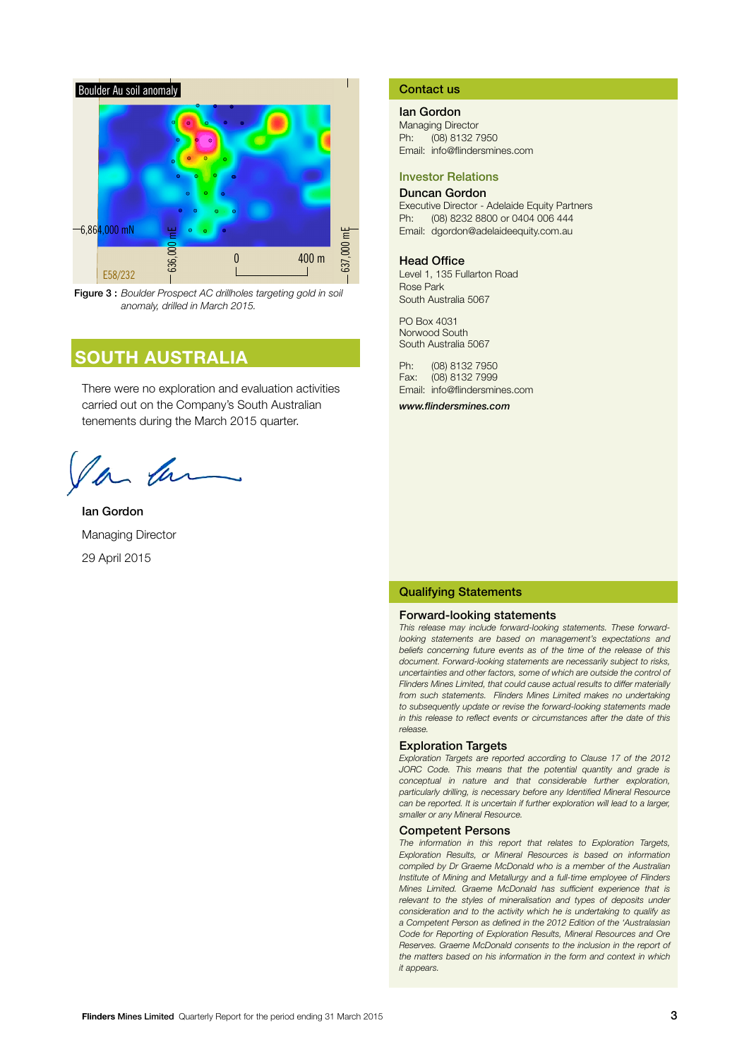Figure 3 : *Boulder Prospect AC drillholes targeting gold in soil anomaly, drilled in March 2015.*

## SOUTH AUSTRALIA

There were no exploration and evaluation activities carried out on the Company's South Australian tenements during the March 2015 quarter.

Ian Gordon

Managing Director

29 April 2015

## Contact us

### Ian Gordon

Managing Director
Ph: (08) 8132 7950
Email: info@flindersmines.com

### Investor Relations

### Duncan Gordon

Executive Director - Adelaide Equity Partners
Ph: (08) 8232 8800 or 0404 006 444
Email: dgordon@adelaideequity.com.au

### Head Office

Level 1, 135 Fullarton Road
Rose Park
South Australia 5067

PO Box 4031
Norwood South
South Australia 5067

Ph: (08) 8132 7950
Fax: (08) 8132 7999
Email: info@flindersmines.com

***www.flindersmines.com***

## Qualifying Statements

### Forward-looking statements

*This release may include forward-looking statements. These forward-looking statements are based on management's expectations and beliefs concerning future events as of the time of the release of this document. Forward-looking statements are necessarily subject to risks, uncertainties and other factors, some of which are outside the control of Flinders Mines Limited, that could cause actual results to differ materially from such statements. Flinders Mines Limited makes no undertaking to subsequently update or revise the forward-looking statements made in this release to reflect events or circumstances after the date of this release.*

### Exploration Targets

*Exploration Targets are reported according to Clause 17 of the 2012 JORC Code. This means that the potential quantity and grade is conceptual in nature and that considerable further exploration, particularly drilling, is necessary before any Identified Mineral Resource can be reported. It is uncertain if further exploration will lead to a larger, smaller or any Mineral Resource.*

### Competent Persons

*The information in this report that relates to Exploration Targets, Exploration Results, or Mineral Resources is based on information compiled by Dr Graeme McDonald who is a member of the Australian Institute of Mining and Metallurgy and a full-time employee of Flinders Mines Limited. Graeme McDonald has sufficient experience that is relevant to the styles of mineralisation and types of deposits under consideration and to the activity which he is undertaking to qualify as a Competent Person as defined in the 2012 Edition of the 'Australasian Code for Reporting of Exploration Results, Mineral Resources and Ore Reserves. Graeme McDonald consents to the inclusion in the report of the matters based on his information in the form and context in which it appears.*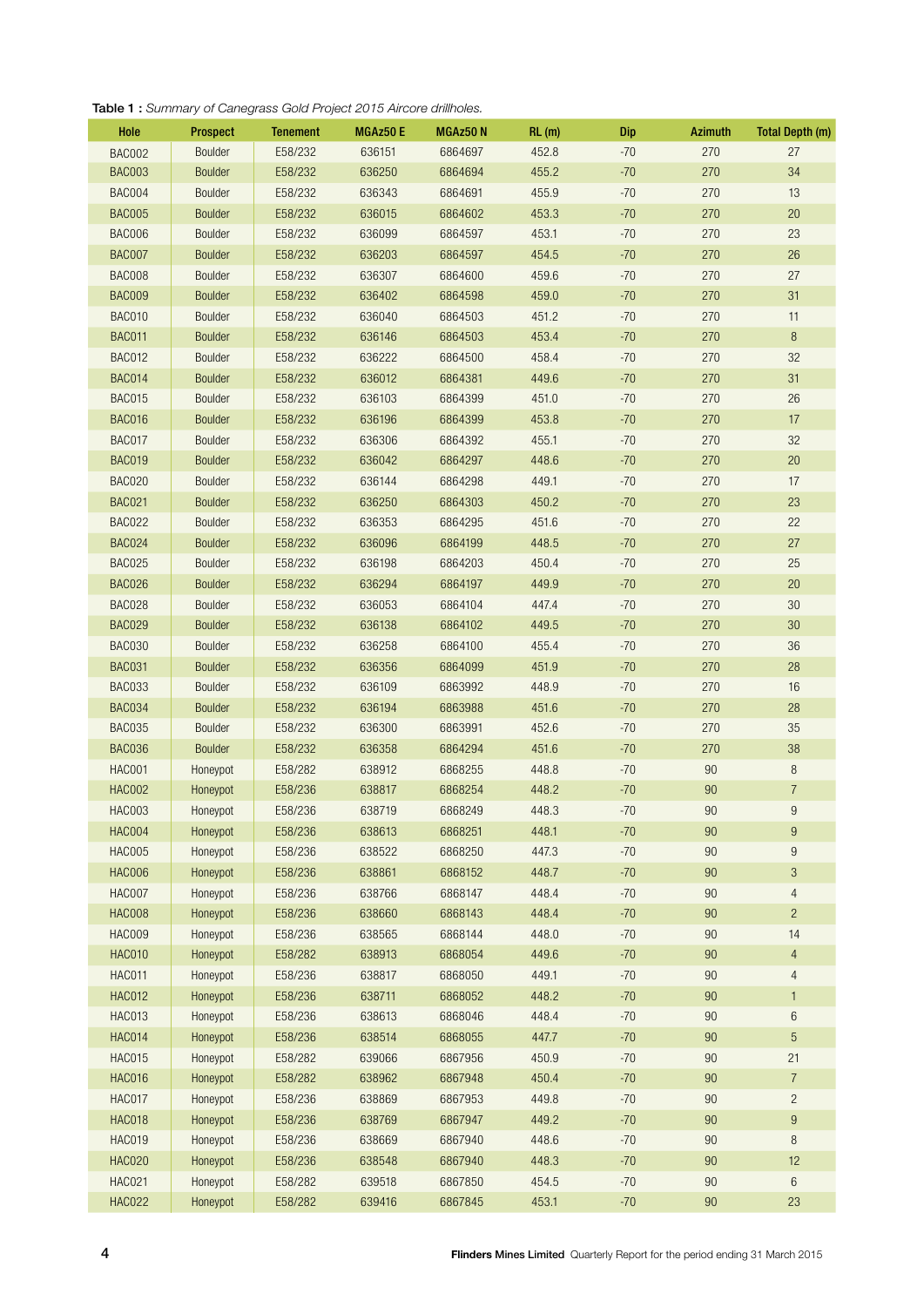**Table 1 :** *Summary of Canegrass Gold Project 2015 Aircore drillholes.*

| Hole | Prospect | Tenement | MGAz50 E | MGAz50 N | RL (m) | Dip | Azimuth | Total Depth (m) |
|---|---|---|---|---|---|---|---|---|
| BAC002 | Boulder | E58/232 | 636151 | 6864697 | 452.8 | -70 | 270 | 27 |
| BAC003 | Boulder | E58/232 | 636250 | 6864694 | 455.2 | -70 | 270 | 34 |
| BAC004 | Boulder | E58/232 | 636343 | 6864691 | 455.9 | -70 | 270 | 13 |
| BAC005 | Boulder | E58/232 | 636015 | 6864602 | 453.3 | -70 | 270 | 20 |
| BAC006 | Boulder | E58/232 | 636099 | 6864597 | 453.1 | -70 | 270 | 23 |
| BAC007 | Boulder | E58/232 | 636203 | 6864597 | 454.5 | -70 | 270 | 26 |
| BAC008 | Boulder | E58/232 | 636307 | 6864600 | 459.6 | -70 | 270 | 27 |
| BAC009 | Boulder | E58/232 | 636402 | 6864598 | 459.0 | -70 | 270 | 31 |
| BAC010 | Boulder | E58/232 | 636040 | 6864503 | 451.2 | -70 | 270 | 11 |
| BAC011 | Boulder | E58/232 | 636146 | 6864503 | 453.4 | -70 | 270 | 8 |
| BAC012 | Boulder | E58/232 | 636222 | 6864500 | 458.4 | -70 | 270 | 32 |
| BAC014 | Boulder | E58/232 | 636012 | 6864381 | 449.6 | -70 | 270 | 31 |
| BAC015 | Boulder | E58/232 | 636103 | 6864399 | 451.0 | -70 | 270 | 26 |
| BAC016 | Boulder | E58/232 | 636196 | 6864399 | 453.8 | -70 | 270 | 17 |
| BAC017 | Boulder | E58/232 | 636306 | 6864392 | 455.1 | -70 | 270 | 32 |
| BAC019 | Boulder | E58/232 | 636042 | 6864297 | 448.6 | -70 | 270 | 20 |
| BAC020 | Boulder | E58/232 | 636144 | 6864298 | 449.1 | -70 | 270 | 17 |
| BAC021 | Boulder | E58/232 | 636250 | 6864303 | 450.2 | -70 | 270 | 23 |
| BAC022 | Boulder | E58/232 | 636353 | 6864295 | 451.6 | -70 | 270 | 22 |
| BAC024 | Boulder | E58/232 | 636096 | 6864199 | 448.5 | -70 | 270 | 27 |
| BAC025 | Boulder | E58/232 | 636198 | 6864203 | 450.4 | -70 | 270 | 25 |
| BAC026 | Boulder | E58/232 | 636294 | 6864197 | 449.9 | -70 | 270 | 20 |
| BAC028 | Boulder | E58/232 | 636053 | 6864104 | 447.4 | -70 | 270 | 30 |
| BAC029 | Boulder | E58/232 | 636138 | 6864102 | 449.5 | -70 | 270 | 30 |
| BAC030 | Boulder | E58/232 | 636258 | 6864100 | 455.4 | -70 | 270 | 36 |
| BAC031 | Boulder | E58/232 | 636356 | 6864099 | 451.9 | -70 | 270 | 28 |
| BAC033 | Boulder | E58/232 | 636109 | 6863992 | 448.9 | -70 | 270 | 16 |
| BAC034 | Boulder | E58/232 | 636194 | 6863988 | 451.6 | -70 | 270 | 28 |
| BAC035 | Boulder | E58/232 | 636300 | 6863991 | 452.6 | -70 | 270 | 35 |
| BAC036 | Boulder | E58/232 | 636358 | 6864294 | 451.6 | -70 | 270 | 38 |
| HAC001 | Honeypot | E58/282 | 638912 | 6868255 | 448.8 | -70 | 90 | 8 |
| HAC002 | Honeypot | E58/236 | 638817 | 6868254 | 448.2 | -70 | 90 | 7 |
| HAC003 | Honeypot | E58/236 | 638719 | 6868249 | 448.3 | -70 | 90 | 9 |
| HAC004 | Honeypot | E58/236 | 638613 | 6868251 | 448.1 | -70 | 90 | 9 |
| HAC005 | Honeypot | E58/236 | 638522 | 6868250 | 447.3 | -70 | 90 | 9 |
| HAC006 | Honeypot | E58/236 | 638861 | 6868152 | 448.7 | -70 | 90 | 3 |
| HAC007 | Honeypot | E58/236 | 638766 | 6868147 | 448.4 | -70 | 90 | 4 |
| HAC008 | Honeypot | E58/236 | 638660 | 6868143 | 448.4 | -70 | 90 | 2 |
| HAC009 | Honeypot | E58/236 | 638565 | 6868144 | 448.0 | -70 | 90 | 14 |
| HAC010 | Honeypot | E58/282 | 638913 | 6868054 | 449.6 | -70 | 90 | 4 |
| HAC011 | Honeypot | E58/236 | 638817 | 6868050 | 449.1 | -70 | 90 | 4 |
| HAC012 | Honeypot | E58/236 | 638711 | 6868052 | 448.2 | -70 | 90 | 1 |
| HAC013 | Honeypot | E58/236 | 638613 | 6868046 | 448.4 | -70 | 90 | 6 |
| HAC014 | Honeypot | E58/236 | 638514 | 6868055 | 447.7 | -70 | 90 | 5 |
| HAC015 | Honeypot | E58/282 | 639066 | 6867956 | 450.9 | -70 | 90 | 21 |
| HAC016 | Honeypot | E58/282 | 638962 | 6867948 | 450.4 | -70 | 90 | 7 |
| HAC017 | Honeypot | E58/236 | 638869 | 6867953 | 449.8 | -70 | 90 | 2 |
| HAC018 | Honeypot | E58/236 | 638769 | 6867947 | 449.2 | -70 | 90 | 9 |
| HAC019 | Honeypot | E58/236 | 638669 | 6867940 | 448.6 | -70 | 90 | 8 |
| HAC020 | Honeypot | E58/236 | 638548 | 6867940 | 448.3 | -70 | 90 | 12 |
| HAC021 | Honeypot | E58/282 | 639518 | 6867850 | 454.5 | -70 | 90 | 6 |
| HAC022 | Honeypot | E58/282 | 639416 | 6867845 | 453.1 | -70 | 90 | 23 |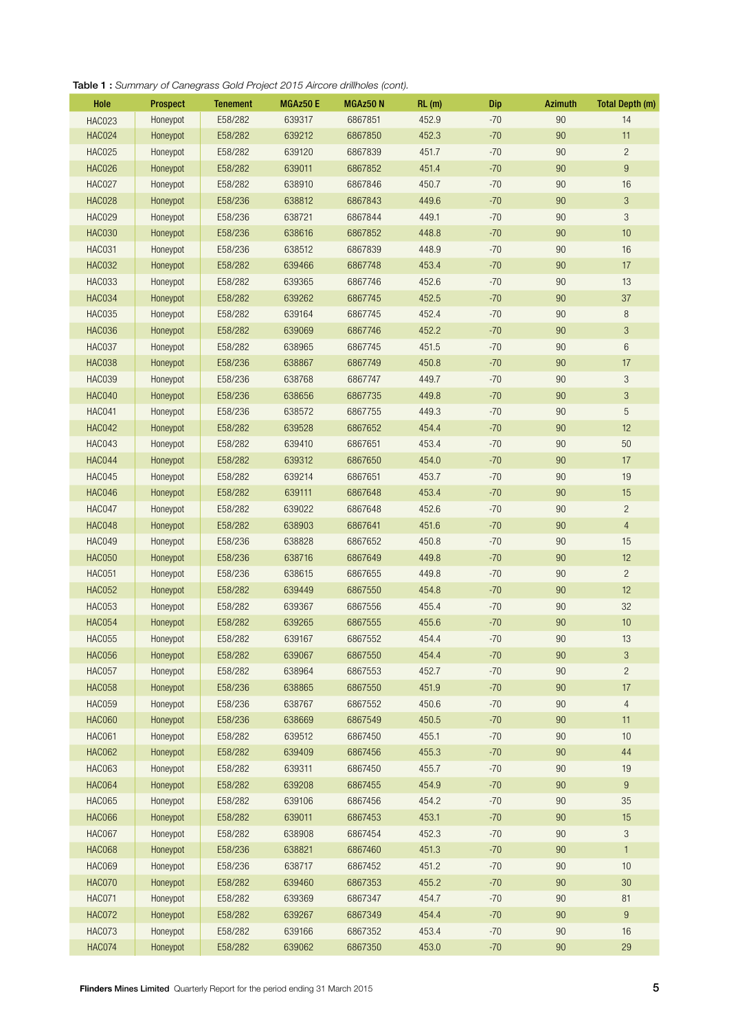**Table 1 :** *Summary of Canegrass Gold Project 2015 Aircore drillholes (cont).*

| Hole | Prospect | Tenement | MGAz50 E | MGAz50 N | RL (m) | Dip | Azimuth | Total Depth (m) |
|---|---|---|---|---|---|---|---|---|
| HAC023 | Honeypot | E58/282 | 639317 | 6867851 | 452.9 | -70 | 90 | 14 |
| HAC024 | Honeypot | E58/282 | 639212 | 6867850 | 452.3 | -70 | 90 | 11 |
| HAC025 | Honeypot | E58/282 | 639120 | 6867839 | 451.7 | -70 | 90 | 2 |
| HAC026 | Honeypot | E58/282 | 639011 | 6867852 | 451.4 | -70 | 90 | 9 |
| HAC027 | Honeypot | E58/282 | 638910 | 6867846 | 450.7 | -70 | 90 | 16 |
| HAC028 | Honeypot | E58/236 | 638812 | 6867843 | 449.6 | -70 | 90 | 3 |
| HAC029 | Honeypot | E58/236 | 638721 | 6867844 | 449.1 | -70 | 90 | 3 |
| HAC030 | Honeypot | E58/236 | 638616 | 6867852 | 448.8 | -70 | 90 | 10 |
| HAC031 | Honeypot | E58/236 | 638512 | 6867839 | 448.9 | -70 | 90 | 16 |
| HAC032 | Honeypot | E58/282 | 639466 | 6867748 | 453.4 | -70 | 90 | 17 |
| HAC033 | Honeypot | E58/282 | 639365 | 6867746 | 452.6 | -70 | 90 | 13 |
| HAC034 | Honeypot | E58/282 | 639262 | 6867745 | 452.5 | -70 | 90 | 37 |
| HAC035 | Honeypot | E58/282 | 639164 | 6867745 | 452.4 | -70 | 90 | 8 |
| HAC036 | Honeypot | E58/282 | 639069 | 6867746 | 452.2 | -70 | 90 | 3 |
| HAC037 | Honeypot | E58/282 | 638965 | 6867745 | 451.5 | -70 | 90 | 6 |
| HAC038 | Honeypot | E58/236 | 638867 | 6867749 | 450.8 | -70 | 90 | 17 |
| HAC039 | Honeypot | E58/236 | 638768 | 6867747 | 449.7 | -70 | 90 | 3 |
| HAC040 | Honeypot | E58/236 | 638656 | 6867735 | 449.8 | -70 | 90 | 3 |
| HAC041 | Honeypot | E58/236 | 638572 | 6867755 | 449.3 | -70 | 90 | 5 |
| HAC042 | Honeypot | E58/282 | 639528 | 6867652 | 454.4 | -70 | 90 | 12 |
| HAC043 | Honeypot | E58/282 | 639410 | 6867651 | 453.4 | -70 | 90 | 50 |
| HAC044 | Honeypot | E58/282 | 639312 | 6867650 | 454.0 | -70 | 90 | 17 |
| HAC045 | Honeypot | E58/282 | 639214 | 6867651 | 453.7 | -70 | 90 | 19 |
| HAC046 | Honeypot | E58/282 | 639111 | 6867648 | 453.4 | -70 | 90 | 15 |
| HAC047 | Honeypot | E58/282 | 639022 | 6867648 | 452.6 | -70 | 90 | 2 |
| HAC048 | Honeypot | E58/282 | 638903 | 6867641 | 451.6 | -70 | 90 | 4 |
| HAC049 | Honeypot | E58/236 | 638828 | 6867652 | 450.8 | -70 | 90 | 15 |
| HAC050 | Honeypot | E58/236 | 638716 | 6867649 | 449.8 | -70 | 90 | 12 |
| HAC051 | Honeypot | E58/236 | 638615 | 6867655 | 449.8 | -70 | 90 | 2 |
| HAC052 | Honeypot | E58/282 | 639449 | 6867550 | 454.8 | -70 | 90 | 12 |
| HAC053 | Honeypot | E58/282 | 639367 | 6867556 | 455.4 | -70 | 90 | 32 |
| HAC054 | Honeypot | E58/282 | 639265 | 6867555 | 455.6 | -70 | 90 | 10 |
| HAC055 | Honeypot | E58/282 | 639167 | 6867552 | 454.4 | -70 | 90 | 13 |
| HAC056 | Honeypot | E58/282 | 639067 | 6867550 | 454.4 | -70 | 90 | 3 |
| HAC057 | Honeypot | E58/282 | 638964 | 6867553 | 452.7 | -70 | 90 | 2 |
| HAC058 | Honeypot | E58/236 | 638865 | 6867550 | 451.9 | -70 | 90 | 17 |
| HAC059 | Honeypot | E58/236 | 638767 | 6867552 | 450.6 | -70 | 90 | 4 |
| HAC060 | Honeypot | E58/236 | 638669 | 6867549 | 450.5 | -70 | 90 | 11 |
| HAC061 | Honeypot | E58/282 | 639512 | 6867450 | 455.1 | -70 | 90 | 10 |
| HAC062 | Honeypot | E58/282 | 639409 | 6867456 | 455.3 | -70 | 90 | 44 |
| HAC063 | Honeypot | E58/282 | 639311 | 6867450 | 455.7 | -70 | 90 | 19 |
| HAC064 | Honeypot | E58/282 | 639208 | 6867455 | 454.9 | -70 | 90 | 9 |
| HAC065 | Honeypot | E58/282 | 639106 | 6867456 | 454.2 | -70 | 90 | 35 |
| HAC066 | Honeypot | E58/282 | 639011 | 6867453 | 453.1 | -70 | 90 | 15 |
| HAC067 | Honeypot | E58/282 | 638908 | 6867454 | 452.3 | -70 | 90 | 3 |
| HAC068 | Honeypot | E58/236 | 638821 | 6867460 | 451.3 | -70 | 90 | 1 |
| HAC069 | Honeypot | E58/236 | 638717 | 6867452 | 451.2 | -70 | 90 | 10 |
| HAC070 | Honeypot | E58/282 | 639460 | 6867353 | 455.2 | -70 | 90 | 30 |
| HAC071 | Honeypot | E58/282 | 639369 | 6867347 | 454.7 | -70 | 90 | 81 |
| HAC072 | Honeypot | E58/282 | 639267 | 6867349 | 454.4 | -70 | 90 | 9 |
| HAC073 | Honeypot | E58/282 | 639166 | 6867352 | 453.4 | -70 | 90 | 16 |
| HAC074 | Honeypot | E58/282 | 639062 | 6867350 | 453.0 | -70 | 90 | 29 |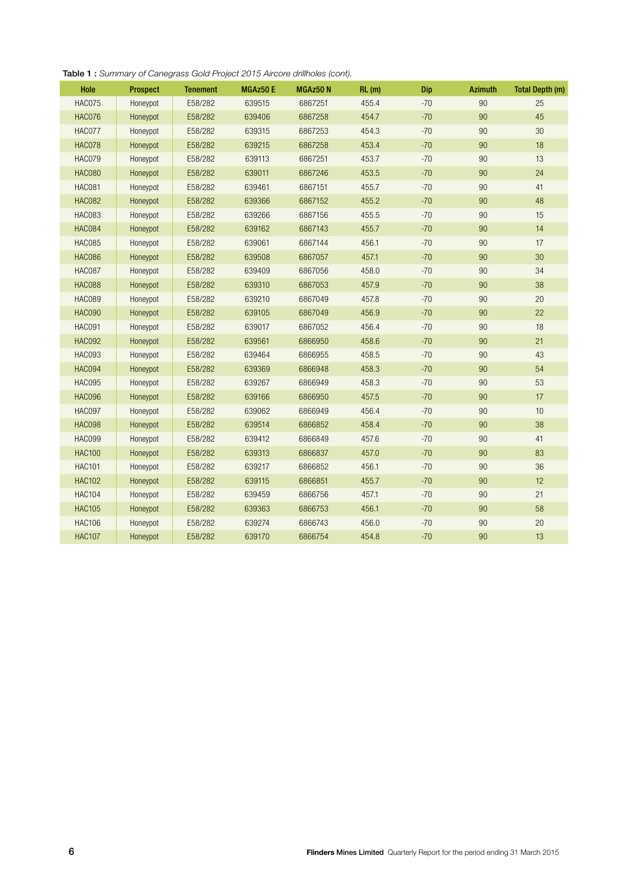**Table 1 :** *Summary of Canegrass Gold Project 2015 Aircore drillholes (cont).*

| Hole | Prospect | Tenement | MGAz50 E | MGAz50 N | RL (m) | Dip | Azimuth | Total Depth (m) |
|---|---|---|---|---|---|---|---|---|
| HAC075 | Honeypot | E58/282 | 639515 | 6867251 | 455.4 | -70 | 90 | 25 |
| HAC076 | Honeypot | E58/282 | 639406 | 6867258 | 454.7 | -70 | 90 | 45 |
| HAC077 | Honeypot | E58/282 | 639315 | 6867253 | 454.3 | -70 | 90 | 30 |
| HAC078 | Honeypot | E58/282 | 639215 | 6867258 | 453.4 | -70 | 90 | 18 |
| HAC079 | Honeypot | E58/282 | 639113 | 6867251 | 453.7 | -70 | 90 | 13 |
| HAC080 | Honeypot | E58/282 | 639011 | 6867246 | 453.5 | -70 | 90 | 24 |
| HAC081 | Honeypot | E58/282 | 639461 | 6867151 | 455.7 | -70 | 90 | 41 |
| HAC082 | Honeypot | E58/282 | 639366 | 6867152 | 455.2 | -70 | 90 | 48 |
| HAC083 | Honeypot | E58/282 | 639266 | 6867156 | 455.5 | -70 | 90 | 15 |
| HAC084 | Honeypot | E58/282 | 639162 | 6867143 | 455.7 | -70 | 90 | 14 |
| HAC085 | Honeypot | E58/282 | 639061 | 6867144 | 456.1 | -70 | 90 | 17 |
| HAC086 | Honeypot | E58/282 | 639508 | 6867057 | 457.1 | -70 | 90 | 30 |
| HAC087 | Honeypot | E58/282 | 639409 | 6867056 | 458.0 | -70 | 90 | 34 |
| HAC088 | Honeypot | E58/282 | 639310 | 6867053 | 457.9 | -70 | 90 | 38 |
| HAC089 | Honeypot | E58/282 | 639210 | 6867049 | 457.8 | -70 | 90 | 20 |
| HAC090 | Honeypot | E58/282 | 639105 | 6867049 | 456.9 | -70 | 90 | 22 |
| HAC091 | Honeypot | E58/282 | 639017 | 6867052 | 456.4 | -70 | 90 | 18 |
| HAC092 | Honeypot | E58/282 | 639561 | 6866950 | 458.6 | -70 | 90 | 21 |
| HAC093 | Honeypot | E58/282 | 639464 | 6866955 | 458.5 | -70 | 90 | 43 |
| HAC094 | Honeypot | E58/282 | 639369 | 6866948 | 458.3 | -70 | 90 | 54 |
| HAC095 | Honeypot | E58/282 | 639267 | 6866949 | 458.3 | -70 | 90 | 53 |
| HAC096 | Honeypot | E58/282 | 639166 | 6866950 | 457.5 | -70 | 90 | 17 |
| HAC097 | Honeypot | E58/282 | 639062 | 6866949 | 456.4 | -70 | 90 | 10 |
| HAC098 | Honeypot | E58/282 | 639514 | 6866852 | 458.4 | -70 | 90 | 38 |
| HAC099 | Honeypot | E58/282 | 639412 | 6866849 | 457.6 | -70 | 90 | 41 |
| HAC100 | Honeypot | E58/282 | 639313 | 6866837 | 457.0 | -70 | 90 | 83 |
| HAC101 | Honeypot | E58/282 | 639217 | 6866852 | 456.1 | -70 | 90 | 36 |
| HAC102 | Honeypot | E58/282 | 639115 | 6866851 | 455.7 | -70 | 90 | 12 |
| HAC104 | Honeypot | E58/282 | 639459 | 6866756 | 457.1 | -70 | 90 | 21 |
| HAC105 | Honeypot | E58/282 | 639363 | 6866753 | 456.1 | -70 | 90 | 58 |
| HAC106 | Honeypot | E58/282 | 639274 | 6866743 | 456.0 | -70 | 90 | 20 |
| HAC107 | Honeypot | E58/282 | 639170 | 6866754 | 454.8 | -70 | 90 | 13 |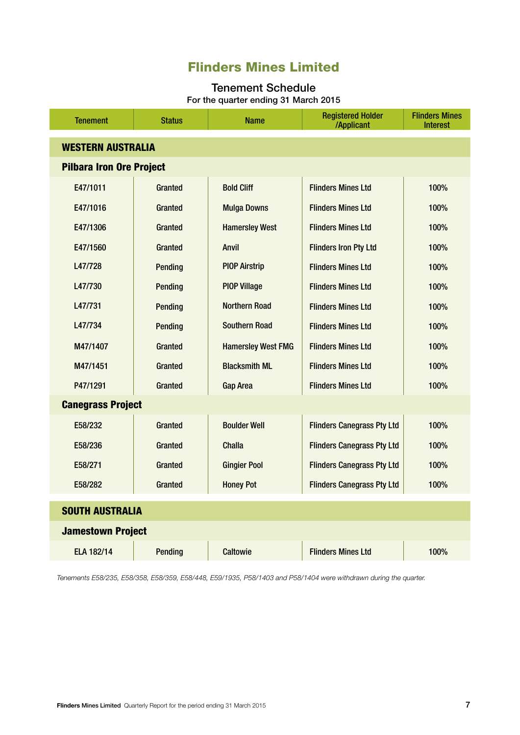# Flinders Mines Limited

## Tenement Schedule

For the quarter ending 31 March 2015

| Tenement | Status | Name | Registered Holder /Applicant | Flinders Mines Interest |
|---|---|---|---|---|
| **WESTERN AUSTRALIA** | | | | |
| **Pilbara Iron Ore Project** | | | | |
| E47/1011 | Granted | Bold Cliff | Flinders Mines Ltd | 100% |
| E47/1016 | Granted | Mulga Downs | Flinders Mines Ltd | 100% |
| E47/1306 | Granted | Hamersley West | Flinders Mines Ltd | 100% |
| E47/1560 | Granted | Anvil | Flinders Iron Pty Ltd | 100% |
| L47/728 | Pending | PIOP Airstrip | Flinders Mines Ltd | 100% |
| L47/730 | Pending | PIOP Village | Flinders Mines Ltd | 100% |
| L47/731 | Pending | Northern Road | Flinders Mines Ltd | 100% |
| L47/734 | Pending | Southern Road | Flinders Mines Ltd | 100% |
| M47/1407 | Granted | Hamersley West FMG | Flinders Mines Ltd | 100% |
| M47/1451 | Granted | Blacksmith ML | Flinders Mines Ltd | 100% |
| P47/1291 | Granted | Gap Area | Flinders Mines Ltd | 100% |
| **Canegrass Project** | | | | |
| E58/232 | Granted | Boulder Well | Flinders Canegrass Pty Ltd | 100% |
| E58/236 | Granted | Challa | Flinders Canegrass Pty Ltd | 100% |
| E58/271 | Granted | Gingier Pool | Flinders Canegrass Pty Ltd | 100% |
| E58/282 | Granted | Honey Pot | Flinders Canegrass Pty Ltd | 100% |
| **SOUTH AUSTRALIA** | | | | |
| **Jamestown Project** | | | | |
| ELA 182/14 | Pending | Caltowie | Flinders Mines Ltd | 100% |

*Tenements E58/235, E58/358, E58/359, E58/448, E59/1935, P58/1403 and P58/1404 were withdrawn during the quarter.*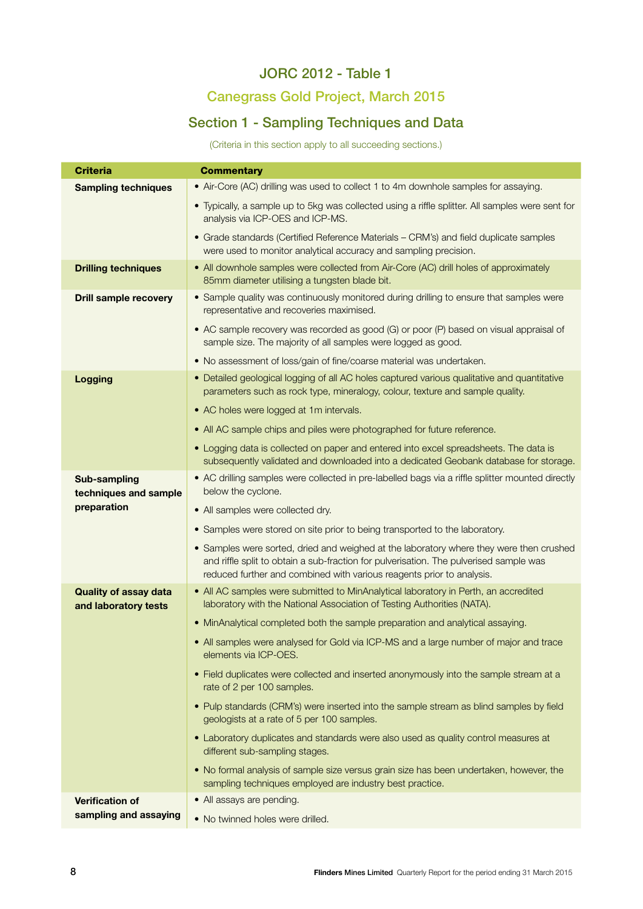## JORC 2012 - Table 1

### Canegrass Gold Project, March 2015

### Section 1 - Sampling Techniques and Data

(Criteria in this section apply to all succeeding sections.)

| Criteria | Commentary |
|---|---|
| **Sampling techniques** | • Air-Core (AC) drilling was used to collect 1 to 4m downhole samples for assaying.<br>• Typically, a sample up to 5kg was collected using a riffle splitter. All samples were sent for analysis via ICP-OES and ICP-MS.<br>• Grade standards (Certified Reference Materials – CRM's) and field duplicate samples were used to monitor analytical accuracy and sampling precision. |
| **Drilling techniques** | • All downhole samples were collected from Air-Core (AC) drill holes of approximately 85mm diameter utilising a tungsten blade bit. |
| **Drill sample recovery** | • Sample quality was continuously monitored during drilling to ensure that samples were representative and recoveries maximised.<br>• AC sample recovery was recorded as good (G) or poor (P) based on visual appraisal of sample size. The majority of all samples were logged as good.<br>• No assessment of loss/gain of fine/coarse material was undertaken. |
| **Logging** | • Detailed geological logging of all AC holes captured various qualitative and quantitative parameters such as rock type, mineralogy, colour, texture and sample quality.<br>• AC holes were logged at 1m intervals.<br>• All AC sample chips and piles were photographed for future reference.<br>• Logging data is collected on paper and entered into excel spreadsheets. The data is subsequently validated and downloaded into a dedicated Geobank database for storage. |
| **Sub-sampling techniques and sample preparation** | • AC drilling samples were collected in pre-labelled bags via a riffle splitter mounted directly below the cyclone.<br>• All samples were collected dry.<br>• Samples were stored on site prior to being transported to the laboratory.<br>• Samples were sorted, dried and weighed at the laboratory where they were then crushed and riffle split to obtain a sub-fraction for pulverisation. The pulverised sample was reduced further and combined with various reagents prior to analysis. |
| **Quality of assay data and laboratory tests** | • All AC samples were submitted to MinAnalytical laboratory in Perth, an accredited laboratory with the National Association of Testing Authorities (NATA).<br>• MinAnalytical completed both the sample preparation and analytical assaying.<br>• All samples were analysed for Gold via ICP-MS and a large number of major and trace elements via ICP-OES.<br>• Field duplicates were collected and inserted anonymously into the sample stream at a rate of 2 per 100 samples.<br>• Pulp standards (CRM's) were inserted into the sample stream as blind samples by field geologists at a rate of 5 per 100 samples.<br>• Laboratory duplicates and standards were also used as quality control measures at different sub-sampling stages.<br>• No formal analysis of sample size versus grain size has been undertaken, however, the sampling techniques employed are industry best practice. |
| **Verification of sampling and assaying** | • All assays are pending.<br>• No twinned holes were drilled. |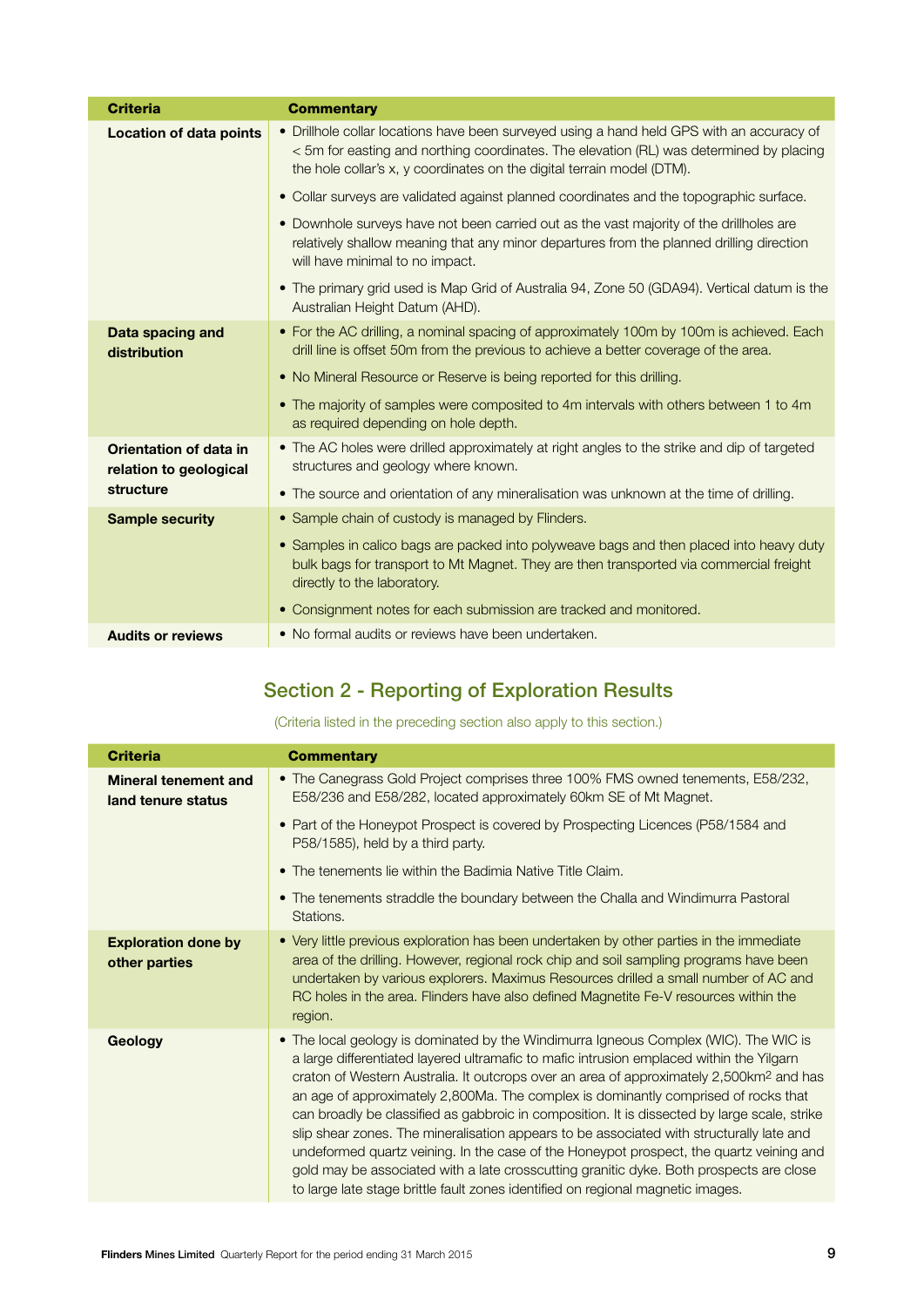| Criteria | Commentary |
|---|---|
| **Location of data points** | • Drillhole collar locations have been surveyed using a hand held GPS with an accuracy of < 5m for easting and northing coordinates. The elevation (RL) was determined by placing the hole collar's x, y coordinates on the digital terrain model (DTM).<br>• Collar surveys are validated against planned coordinates and the topographic surface.<br>• Downhole surveys have not been carried out as the vast majority of the drillholes are relatively shallow meaning that any minor departures from the planned drilling direction will have minimal to no impact.<br>• The primary grid used is Map Grid of Australia 94, Zone 50 (GDA94). Vertical datum is the Australian Height Datum (AHD). |
| **Data spacing and distribution** | • For the AC drilling, a nominal spacing of approximately 100m by 100m is achieved. Each drill line is offset 50m from the previous to achieve a better coverage of the area.<br>• No Mineral Resource or Reserve is being reported for this drilling.<br>• The majority of samples were composited to 4m intervals with others between 1 to 4m as required depending on hole depth. |
| **Orientation of data in relation to geological structure** | • The AC holes were drilled approximately at right angles to the strike and dip of targeted structures and geology where known.<br>• The source and orientation of any mineralisation was unknown at the time of drilling. |
| **Sample security** | • Sample chain of custody is managed by Flinders.<br>• Samples in calico bags are packed into polyweave bags and then placed into heavy duty bulk bags for transport to Mt Magnet. They are then transported via commercial freight directly to the laboratory.<br>• Consignment notes for each submission are tracked and monitored. |
| **Audits or reviews** | • No formal audits or reviews have been undertaken. |

## Section 2 - Reporting of Exploration Results

(Criteria listed in the preceding section also apply to this section.)

| Criteria | Commentary |
|---|---|
| **Mineral tenement and land tenure status** | • The Canegrass Gold Project comprises three 100% FMS owned tenements, E58/232, E58/236 and E58/282, located approximately 60km SE of Mt Magnet.<br>• Part of the Honeypot Prospect is covered by Prospecting Licences (P58/1584 and P58/1585), held by a third party.<br>• The tenements lie within the Badimia Native Title Claim.<br>• The tenements straddle the boundary between the Challa and Windimurra Pastoral Stations. |
| **Exploration done by other parties** | • Very little previous exploration has been undertaken by other parties in the immediate area of the drilling. However, regional rock chip and soil sampling programs have been undertaken by various explorers. Maximus Resources drilled a small number of AC and RC holes in the area. Flinders have also defined Magnetite Fe-V resources within the region. |
| **Geology** | • The local geology is dominated by the Windimurra Igneous Complex (WIC). The WIC is a large differentiated layered ultramafic to mafic intrusion emplaced within the Yilgarn craton of Western Australia. It outcrops over an area of approximately 2,500km$^2$ and has an age of approximately 2,800Ma. The complex is dominantly comprised of rocks that can broadly be classified as gabbroic in composition. It is dissected by large scale, strike slip shear zones. The mineralisation appears to be associated with structurally late and undeformed quartz veining. In the case of the Honeypot prospect, the quartz veining and gold may be associated with a late crosscutting granitic dyke. Both prospects are close to large late stage brittle fault zones identified on regional magnetic images. |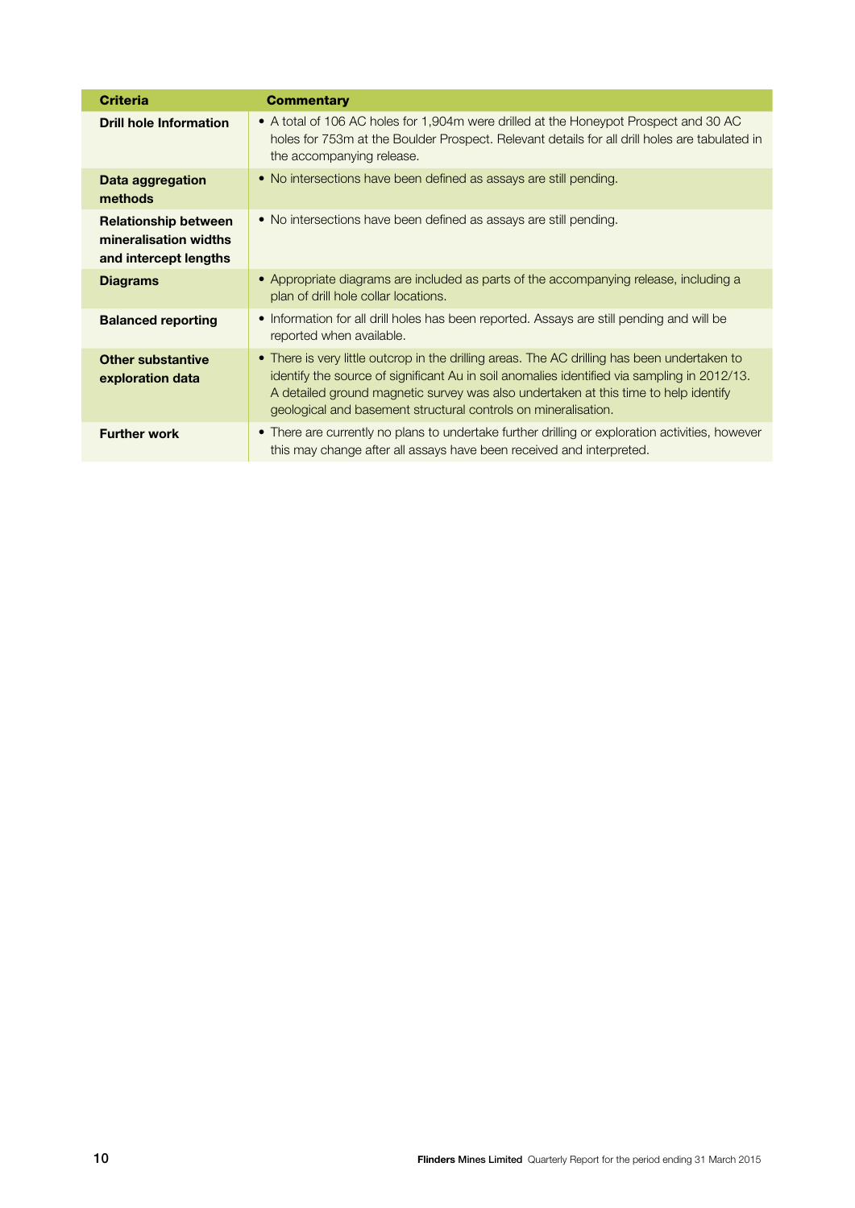| Criteria | Commentary |
|---|---|
| **Drill hole Information** | • A total of 106 AC holes for 1,904m were drilled at the Honeypot Prospect and 30 AC holes for 753m at the Boulder Prospect. Relevant details for all drill holes are tabulated in the accompanying release. |
| **Data aggregation methods** | • No intersections have been defined as assays are still pending. |
| **Relationship between mineralisation widths and intercept lengths** | • No intersections have been defined as assays are still pending. |
| **Diagrams** | • Appropriate diagrams are included as parts of the accompanying release, including a plan of drill hole collar locations. |
| **Balanced reporting** | • Information for all drill holes has been reported. Assays are still pending and will be reported when available. |
| **Other substantive exploration data** | • There is very little outcrop in the drilling areas. The AC drilling has been undertaken to identify the source of significant Au in soil anomalies identified via sampling in 2012/13. A detailed ground magnetic survey was also undertaken at this time to help identify geological and basement structural controls on mineralisation. |
| **Further work** | • There are currently no plans to undertake further drilling or exploration activities, however this may change after all assays have been received and interpreted. |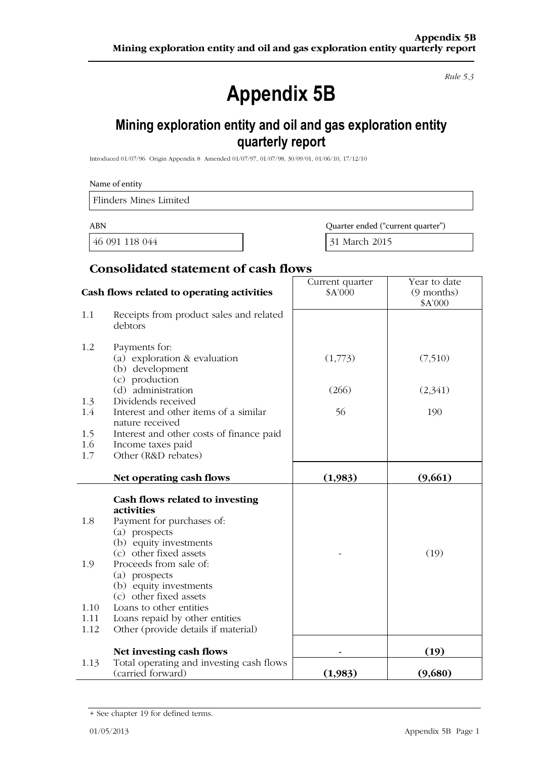**Appendix 5B**
**Mining exploration entity and oil and gas exploration entity quarterly report**

*Rule 5.3*

# Appendix 5B

## Mining exploration entity and oil and gas exploration entity quarterly report

Introduced 01/07/96 Origin Appendix 8 Amended 01/07/97, 01/07/98, 30/09/01, 01/06/10, 17/12/10

Name of entity

Flinders Mines Limited

| ABN | Quarter ended ("current quarter") |
|---|---|
| 46 091 118 044 | 31 March 2015 |

## Consolidated statement of cash flows

| | Cash flows related to operating activities | Current quarter $A'000 | Year to date (9 months) $A'000 |
|---|---|---|---|
| 1.1 | Receipts from product sales and related debtors | | |
| 1.2 | Payments for: | | |
| | (a) exploration & evaluation | (1,773) | (7,510) |
| | (b) development | | |
| | (c) production | | |
| | (d) administration | (266) | (2,341) |
| 1.3 | Dividends received | | |
| 1.4 | Interest and other items of a similar nature received | 56 | 190 |
| 1.5 | Interest and other costs of finance paid | | |
| 1.6 | Income taxes paid | | |
| 1.7 | Other (R&D rebates) | | |
| | **Net operating cash flows** | **(1,983)** | **(9,661)** |
| | **Cash flows related to investing activities** | | |
| 1.8 | Payment for purchases of: | | |
| | (a) prospects | | |
| | (b) equity investments | | |
| | (c) other fixed assets | - | (19) |
| 1.9 | Proceeds from sale of: | | |
| | (a) prospects | | |
| | (b) equity investments | | |
| | (c) other fixed assets | | |
| 1.10 | Loans to other entities | | |
| 1.11 | Loans repaid by other entities | | |
| 1.12 | Other (provide details if material) | | |
| | **Net investing cash flows** | **-** | **(19)** |
| 1.13 | Total operating and investing cash flows (carried forward) | **(1,983)** | **(9,680)** |

+ See chapter 19 for defined terms.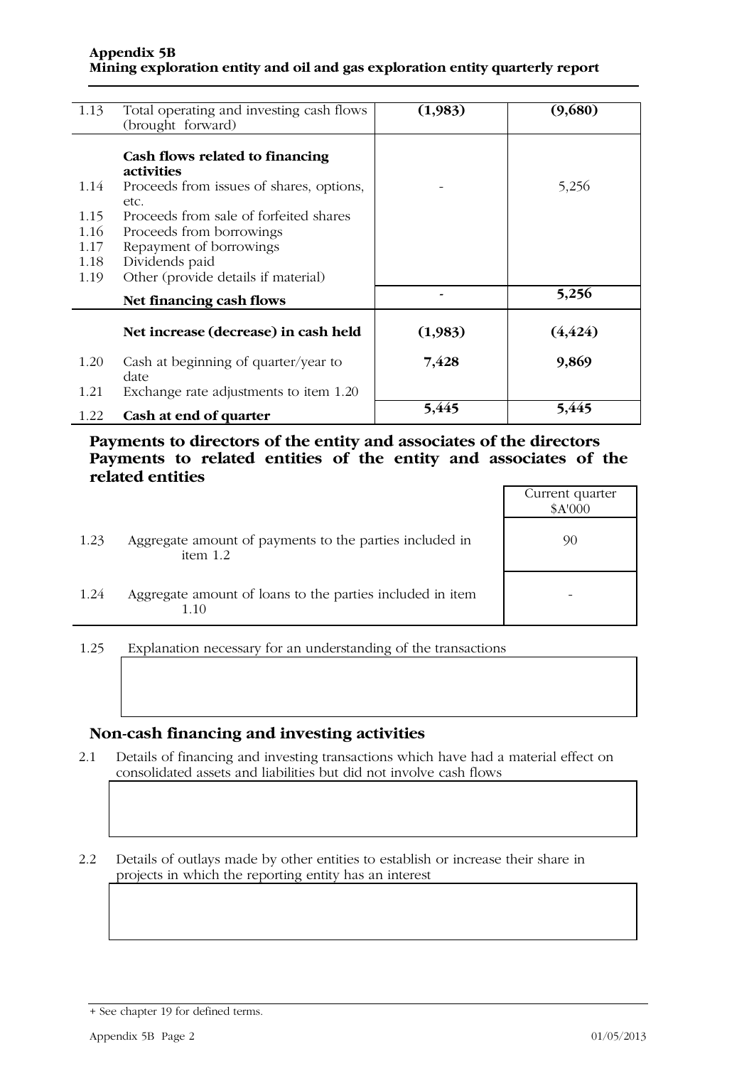| | | | |
|---|---|---|---|
| 1.13 | Total operating and investing cash flows (brought forward) | **(1,983)** | **(9,680)** |
| | **Cash flows related to financing activities** | | |
| 1.14 | Proceeds from issues of shares, options, etc. | - | 5,256 |
| 1.15 | Proceeds from sale of forfeited shares | | |
| 1.16 | Proceeds from borrowings | | |
| 1.17 | Repayment of borrowings | | |
| 1.18 | Dividends paid | | |
| 1.19 | Other (provide details if material) | | |
| | **Net financing cash flows** | **-** | **5,256** |
| | **Net increase (decrease) in cash held** | **(1,983)** | **(4,424)** |
| 1.20 | Cash at beginning of quarter/year to date | **7,428** | **9,869** |
| 1.21 | Exchange rate adjustments to item 1.20 | | |
| 1.22 | **Cash at end of quarter** | **5,445** | **5,445** |

## Payments to directors of the entity and associates of the directors Payments to related entities of the entity and associates of the related entities

| | | Current quarter $A'000 |
|---|---|---|
| 1.23 | Aggregate amount of payments to the parties included in item 1.2 | 90 |
| 1.24 | Aggregate amount of loans to the parties included in item 1.10 | - |

1.25 Explanation necessary for an understanding of the transactions

## Non-cash financing and investing activities

2.1 Details of financing and investing transactions which have had a material effect on consolidated assets and liabilities but did not involve cash flows

2.2 Details of outlays made by other entities to establish or increase their share in projects in which the reporting entity has an interest

+ See chapter 19 for defined terms.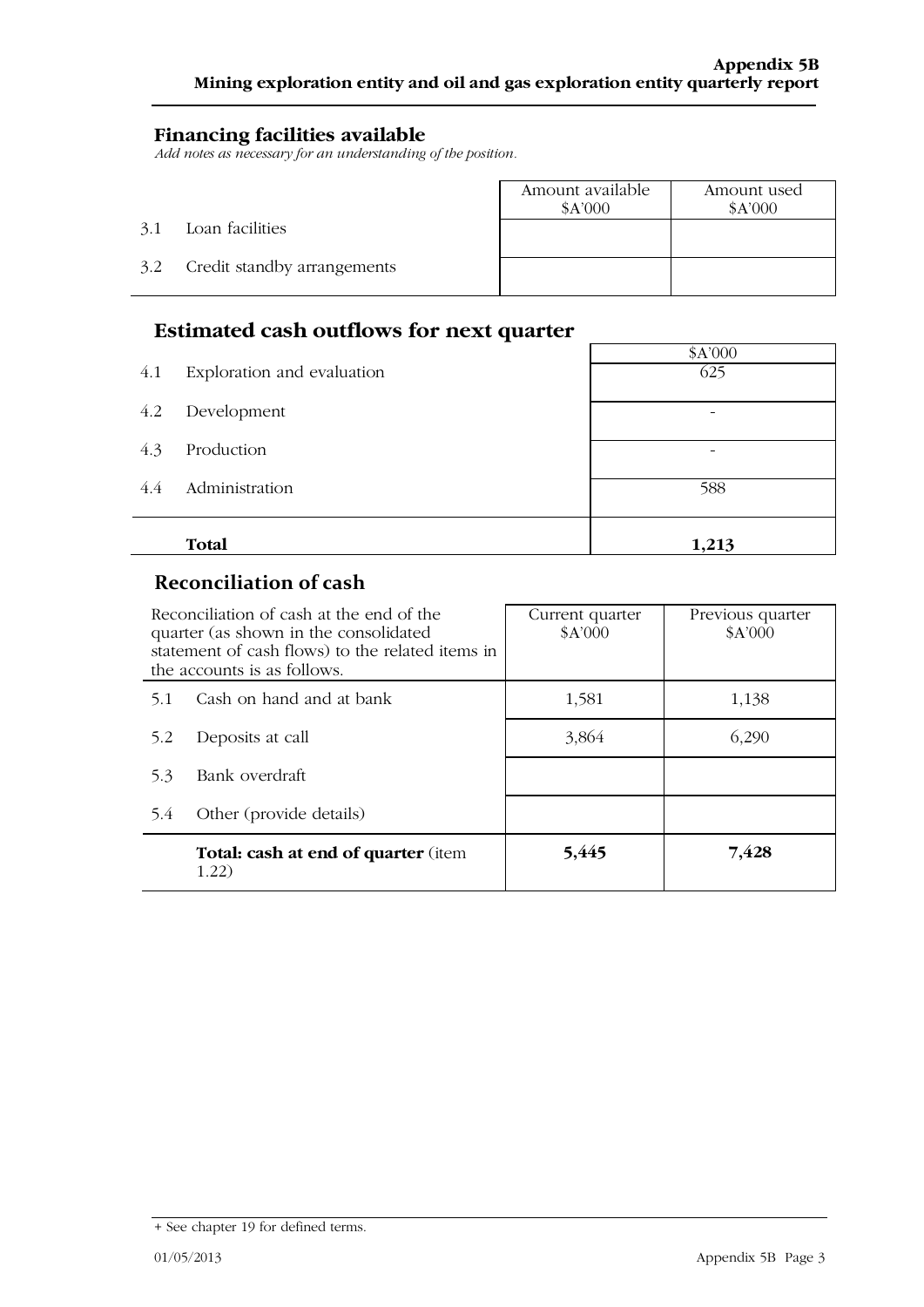## Financing facilities available

*Add notes as necessary for an understanding of the position.*

| | | Amount available $A'000 | Amount used $A'000 |
|---|---|---|---|
| 3.1 | Loan facilities | | |
| 3.2 | Credit standby arrangements | | |

## Estimated cash outflows for next quarter

| | | $A'000 |
|---|---|---|
| 4.1 | Exploration and evaluation | 625 |
| 4.2 | Development | - |
| 4.3 | Production | - |
| 4.4 | Administration | 588 |
| | **Total** | **1,213** |

## Reconciliation of cash

| Reconciliation of cash at the end of the quarter (as shown in the consolidated statement of cash flows) to the related items in the accounts is as follows. | | Current quarter $A'000 | Previous quarter $A'000 |
|---|---|---|---|
| 5.1 | Cash on hand and at bank | 1,581 | 1,138 |
| 5.2 | Deposits at call | 3,864 | 6,290 |
| 5.3 | Bank overdraft | | |
| 5.4 | Other (provide details) | | |
| | **Total: cash at end of quarter** (item 1.22) | **5,445** | **7,428** |

+ See chapter 19 for defined terms.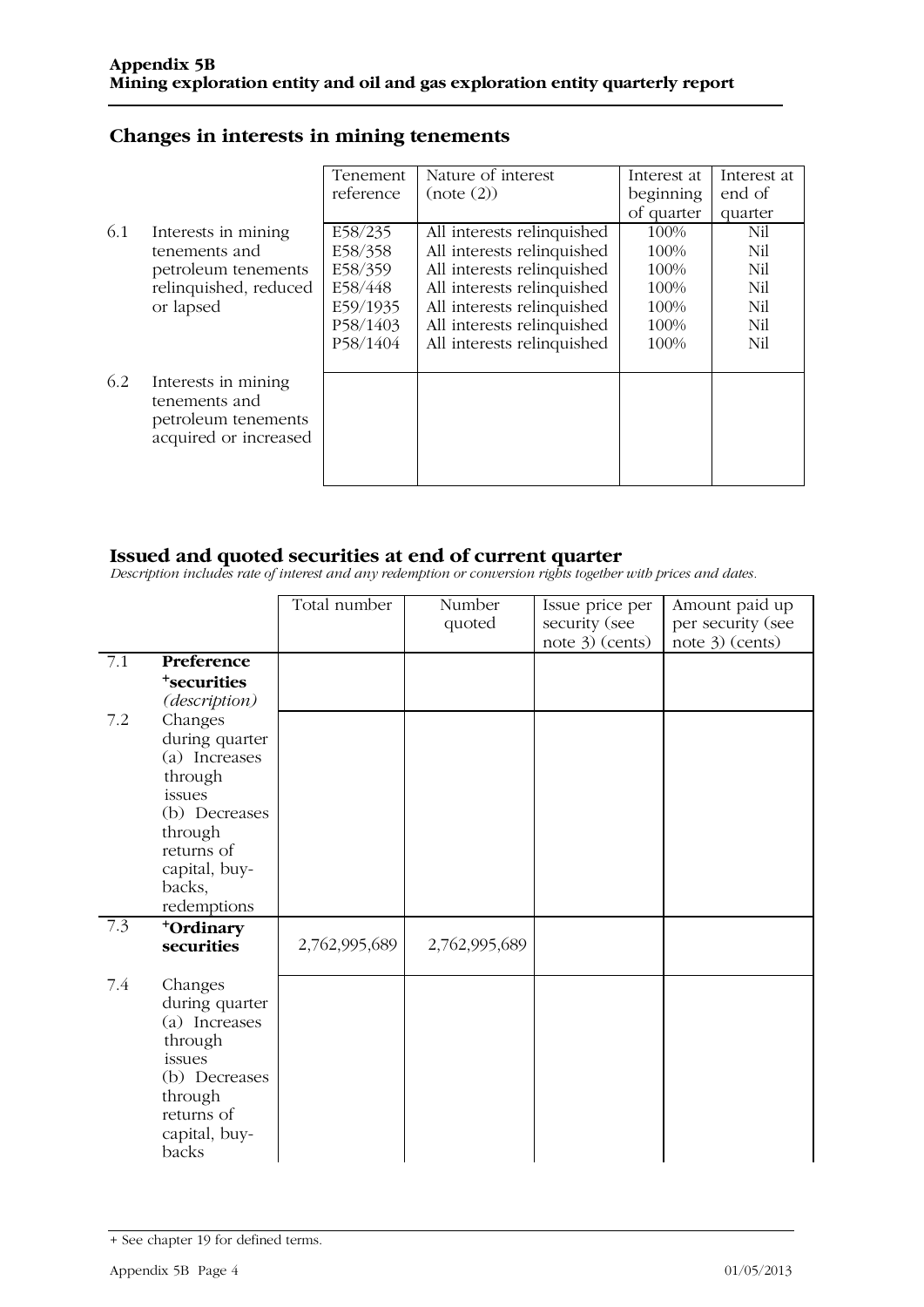## Changes in interests in mining tenements

| | | Tenement reference | Nature of interest (note (2)) | Interest at beginning of quarter | Interest at end of quarter |
|---|---|---|---|---|---|
| 6.1 | Interests in mining tenements and petroleum tenements relinquished, reduced or lapsed | E58/235 | All interests relinquished | 100% | Nil |
| | | E58/358 | All interests relinquished | 100% | Nil |
| | | E58/359 | All interests relinquished | 100% | Nil |
| | | E58/448 | All interests relinquished | 100% | Nil |
| | | E59/1935 | All interests relinquished | 100% | Nil |
| | | P58/1403 | All interests relinquished | 100% | Nil |
| | | P58/1404 | All interests relinquished | 100% | Nil |
| 6.2 | Interests in mining tenements and petroleum tenements acquired or increased | | | | |

## Issued and quoted securities at end of current quarter

*Description includes rate of interest and any redemption or conversion rights together with prices and dates.*

| | | Total number | Number quoted | Issue price per security (see note 3) (cents) | Amount paid up per security (see note 3) (cents) |
|---|---|---|---|---|---|
| 7.1 | **Preference +securities** *(description)* | | | | |
| 7.2 | Changes during quarter (a) Increases through issues (b) Decreases through returns of capital, buy-backs, redemptions | | | | |
| 7.3 | **+Ordinary securities** | 2,762,995,689 | 2,762,995,689 | | |
| 7.4 | Changes during quarter (a) Increases through issues (b) Decreases through returns of capital, buy-backs | | | | |

+ See chapter 19 for defined terms.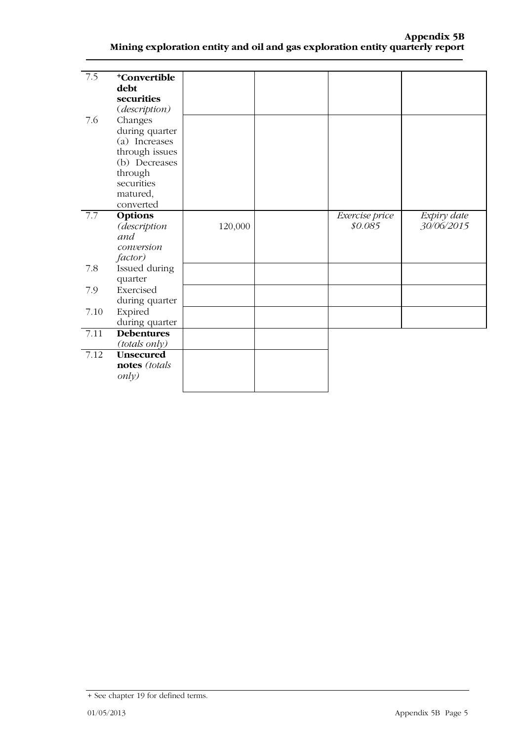| | | | | | |
|---|---|---|---|---|---|
| 7.5 | **+Convertible debt securities** *(description)* | | | | |
| 7.6 | Changes during quarter (a) Increases through issues (b) Decreases through securities matured, converted | | | | |
| 7.7 | **Options** *(description and conversion factor)* | 120,000 | | *Exercise price* *$0.085* | *Expiry date* *30/06/2015* |
| 7.8 | Issued during quarter | | | | |
| 7.9 | Exercised during quarter | | | | |
| 7.10 | Expired during quarter | | | | |
| 7.11 | **Debentures** *(totals only)* | | | | |
| 7.12 | **Unsecured notes** *(totals only)* | | | | |

+ See chapter 19 for defined terms.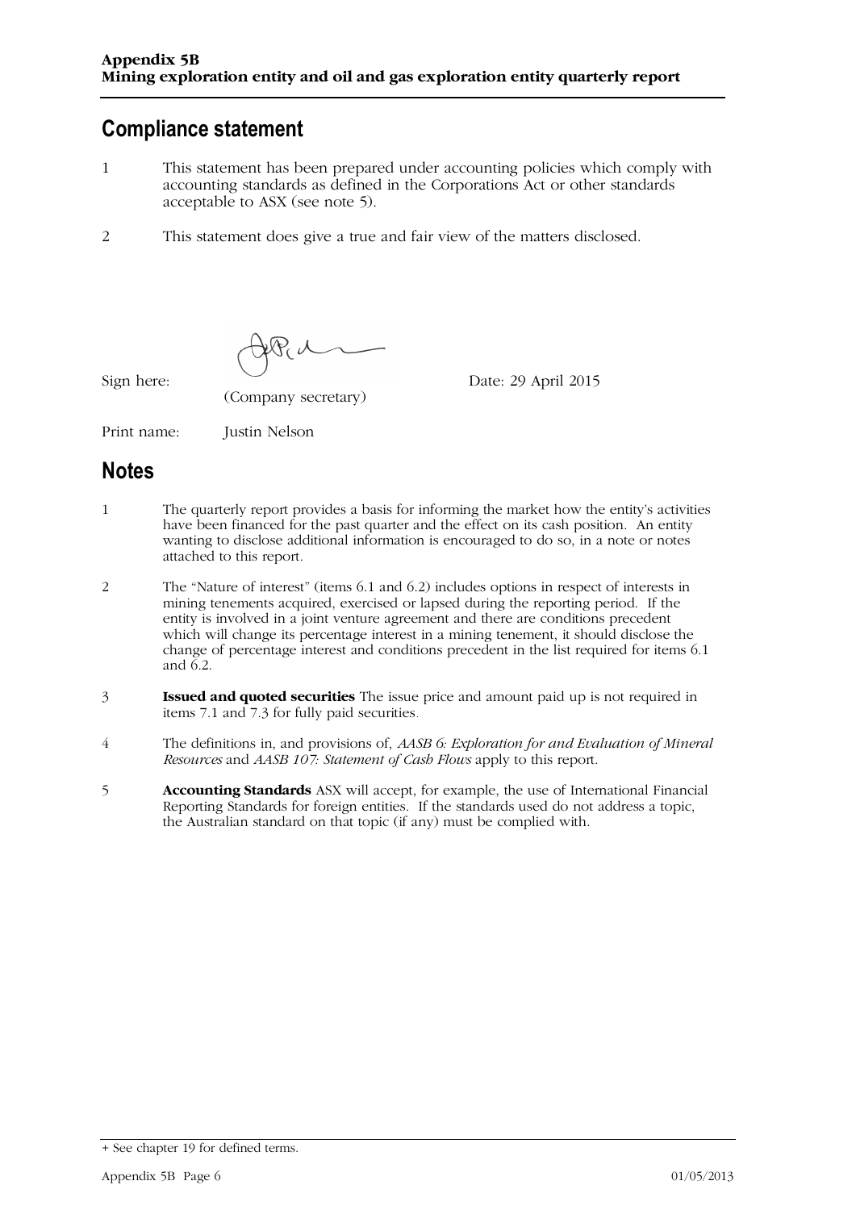## Compliance statement

1 This statement has been prepared under accounting policies which comply with accounting standards as defined in the Corporations Act or other standards acceptable to ASX (see note 5).

2 This statement does give a true and fair view of the matters disclosed.

Sign here: (Company secretary) Date: 29 April 2015

Print name: Justin Nelson

## Notes

1 The quarterly report provides a basis for informing the market how the entity's activities have been financed for the past quarter and the effect on its cash position. An entity wanting to disclose additional information is encouraged to do so, in a note or notes attached to this report.

2 The "Nature of interest" (items 6.1 and 6.2) includes options in respect of interests in mining tenements acquired, exercised or lapsed during the reporting period. If the entity is involved in a joint venture agreement and there are conditions precedent which will change its percentage interest in a mining tenement, it should disclose the change of percentage interest and conditions precedent in the list required for items 6.1 and 6.2.

3 **Issued and quoted securities** The issue price and amount paid up is not required in items 7.1 and 7.3 for fully paid securities.

4 The definitions in, and provisions of, *AASB 6: Exploration for and Evaluation of Mineral Resources* and *AASB 107: Statement of Cash Flows* apply to this report.

5 **Accounting Standards** ASX will accept, for example, the use of International Financial Reporting Standards for foreign entities. If the standards used do not address a topic, the Australian standard on that topic (if any) must be complied with.

+ See chapter 19 for defined terms.